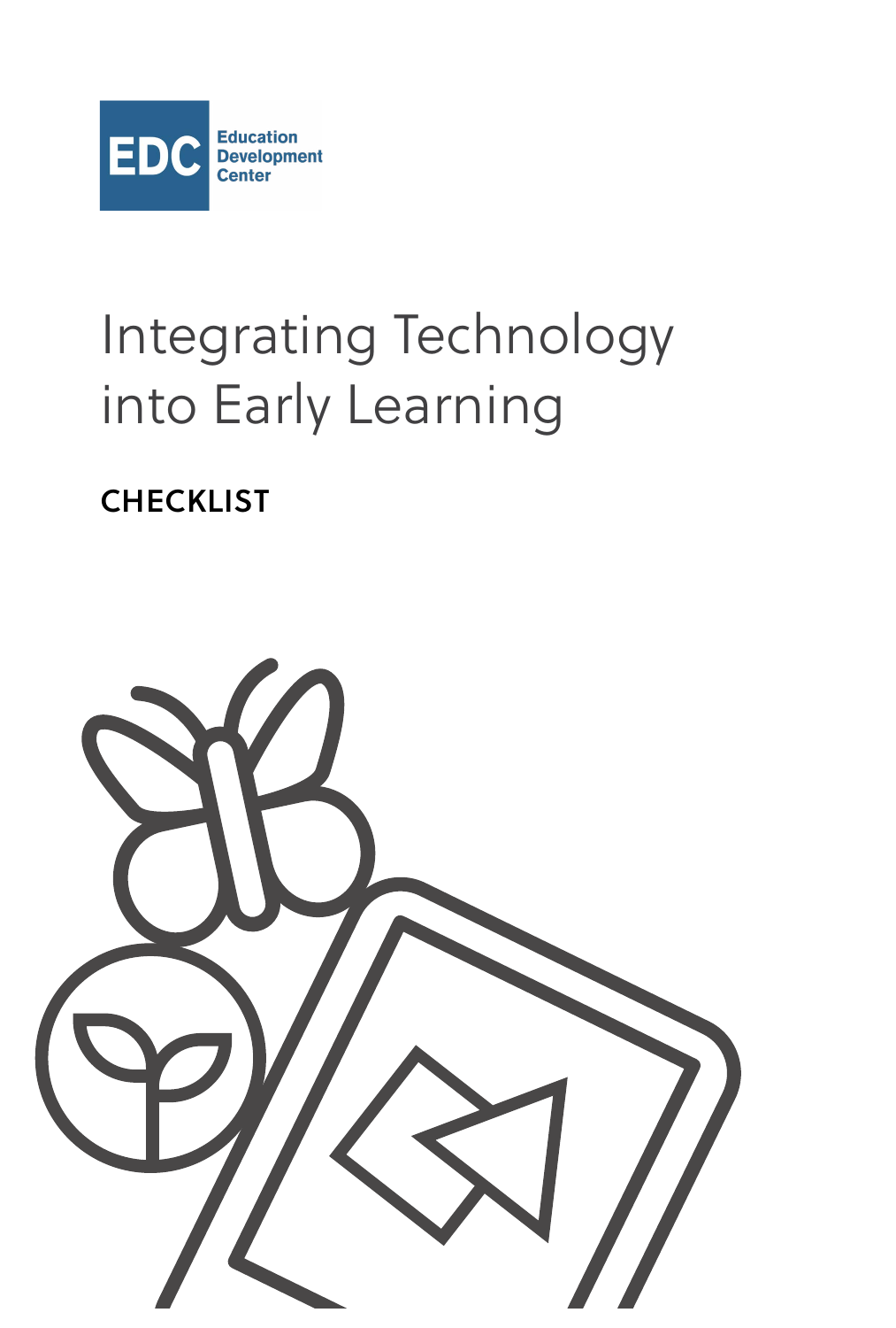EDC Education Development Center

# Integrating Technology into Early Learning

## CHECKLIST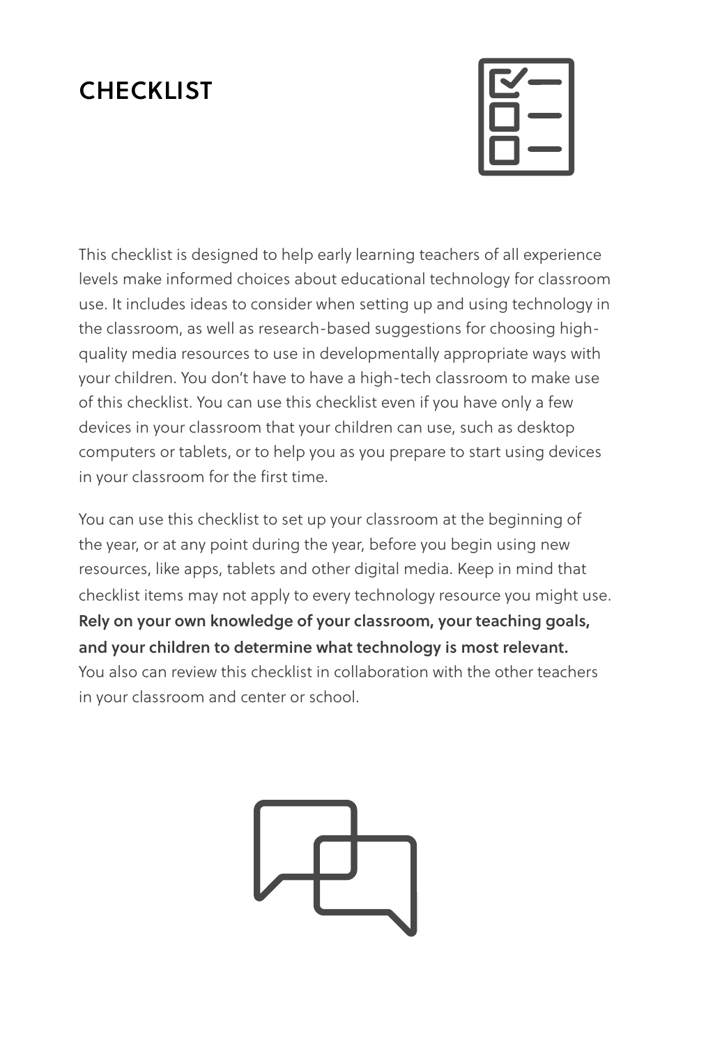# CHECKLIST

This checklist is designed to help early learning teachers of all experience levels make informed choices about educational technology for classroom use. It includes ideas to consider when setting up and using technology in the classroom, as well as research-based suggestions for choosing high-quality media resources to use in developmentally appropriate ways with your children. You don't have to have a high-tech classroom to make use of this checklist. You can use this checklist even if you have only a few devices in your classroom that your children can use, such as desktop computers or tablets, or to help you as you prepare to start using devices in your classroom for the first time.

You can use this checklist to set up your classroom at the beginning of the year, or at any point during the year, before you begin using new resources, like apps, tablets and other digital media. Keep in mind that checklist items may not apply to every technology resource you might use. **Rely on your own knowledge of your classroom, your teaching goals, and your children to determine what technology is most relevant.** You also can review this checklist in collaboration with the other teachers in your classroom and center or school.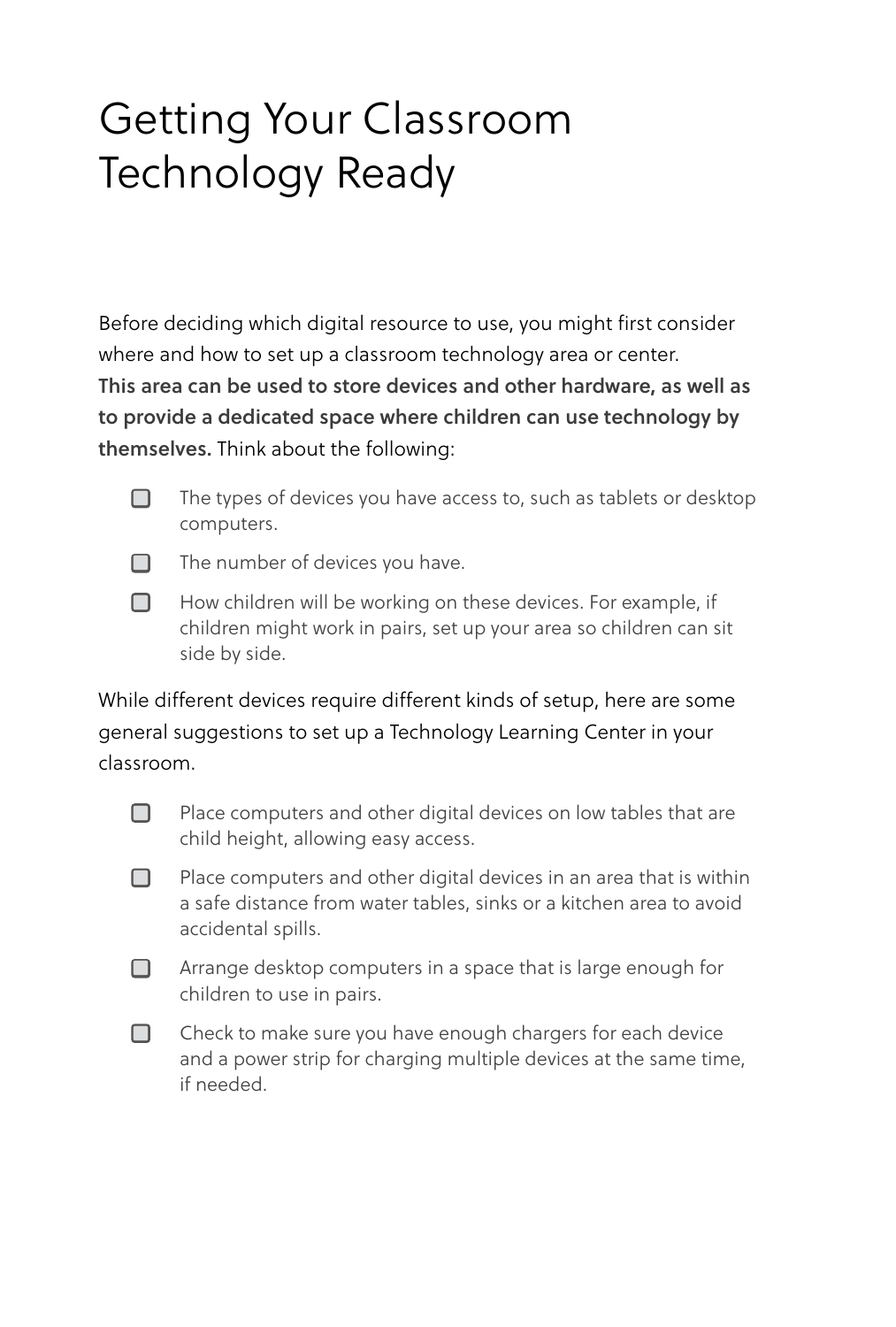# Getting Your Classroom Technology Ready

Before deciding which digital resource to use, you might first consider where and how to set up a classroom technology area or center. **This area can be used to store devices and other hardware, as well as to provide a dedicated space where children can use technology by themselves.** Think about the following:

- [ ] The types of devices you have access to, such as tablets or desktop computers.
- [ ] The number of devices you have.
- [ ] How children will be working on these devices. For example, if children might work in pairs, set up your area so children can sit side by side.

While different devices require different kinds of setup, here are some general suggestions to set up a Technology Learning Center in your classroom.

- [ ] Place computers and other digital devices on low tables that are child height, allowing easy access.
- [ ] Place computers and other digital devices in an area that is within a safe distance from water tables, sinks or a kitchen area to avoid accidental spills.
- [ ] Arrange desktop computers in a space that is large enough for children to use in pairs.
- [ ] Check to make sure you have enough chargers for each device and a power strip for charging multiple devices at the same time, if needed.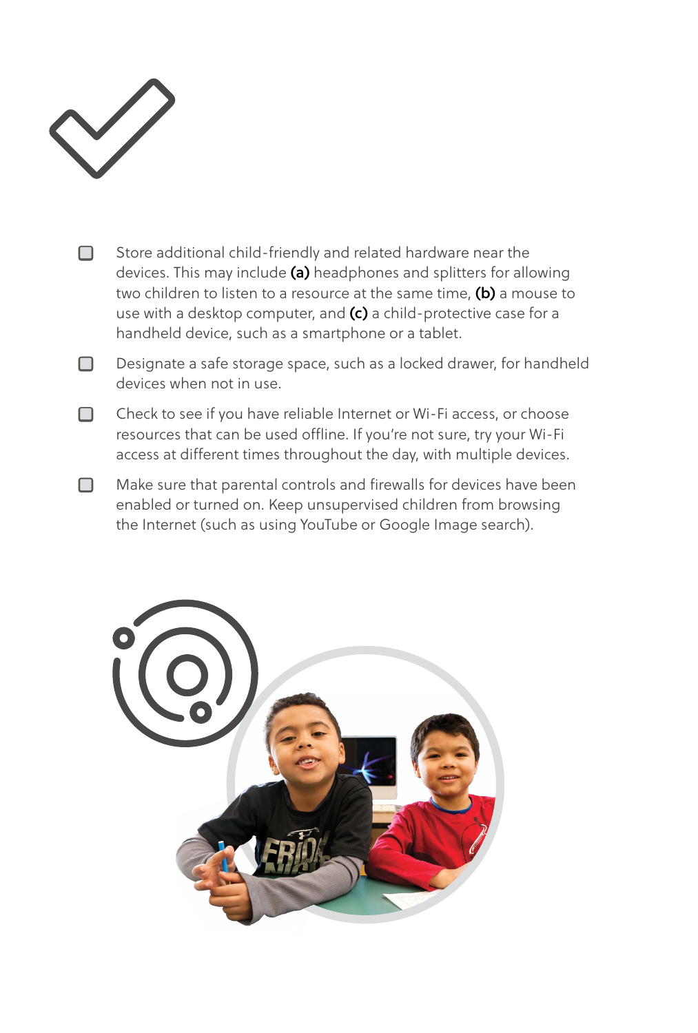- [ ] Store additional child-friendly and related hardware near the devices. This may include **(a)** headphones and splitters for allowing two children to listen to a resource at the same time, **(b)** a mouse to use with a desktop computer, and **(c)** a child-protective case for a handheld device, such as a smartphone or a tablet.
- [ ] Designate a safe storage space, such as a locked drawer, for handheld devices when not in use.
- [ ] Check to see if you have reliable Internet or Wi-Fi access, or choose resources that can be used offline. If you're not sure, try your Wi-Fi access at different times throughout the day, with multiple devices.
- [ ] Make sure that parental controls and firewalls for devices have been enabled or turned on. Keep unsupervised children from browsing the Internet (such as using YouTube or Google Image search).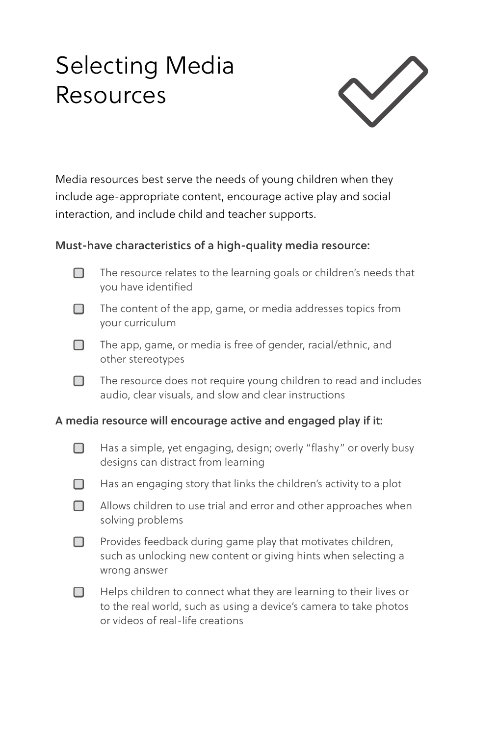# Selecting Media Resources

Media resources best serve the needs of young children when they include age-appropriate content, encourage active play and social interaction, and include child and teacher supports.

**Must-have characteristics of a high-quality media resource:**

- [ ] The resource relates to the learning goals or children's needs that you have identified
- [ ] The content of the app, game, or media addresses topics from your curriculum
- [ ] The app, game, or media is free of gender, racial/ethnic, and other stereotypes
- [ ] The resource does not require young children to read and includes audio, clear visuals, and slow and clear instructions

**A media resource will encourage active and engaged play if it:**

- [ ] Has a simple, yet engaging, design; overly "flashy" or overly busy designs can distract from learning
- [ ] Has an engaging story that links the children's activity to a plot
- [ ] Allows children to use trial and error and other approaches when solving problems
- [ ] Provides feedback during game play that motivates children, such as unlocking new content or giving hints when selecting a wrong answer
- [ ] Helps children to connect what they are learning to their lives or to the real world, such as using a device's camera to take photos or videos of real-life creations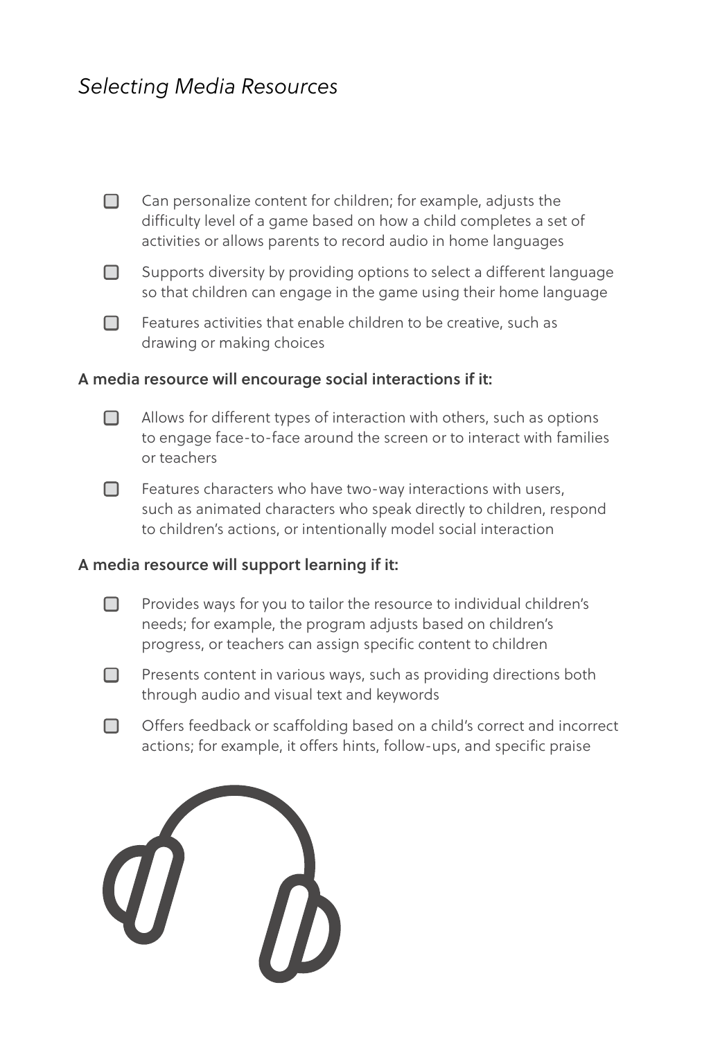*Selecting Media Resources*

- [ ] Can personalize content for children; for example, adjusts the difficulty level of a game based on how a child completes a set of activities or allows parents to record audio in home languages
- [ ] Supports diversity by providing options to select a different language so that children can engage in the game using their home language
- [ ] Features activities that enable children to be creative, such as drawing or making choices

**A media resource will encourage social interactions if it:**

- [ ] Allows for different types of interaction with others, such as options to engage face-to-face around the screen or to interact with families or teachers
- [ ] Features characters who have two-way interactions with users, such as animated characters who speak directly to children, respond to children's actions, or intentionally model social interaction

**A media resource will support learning if it:**

- [ ] Provides ways for you to tailor the resource to individual children's needs; for example, the program adjusts based on children's progress, or teachers can assign specific content to children
- [ ] Presents content in various ways, such as providing directions both through audio and visual text and keywords
- [ ] Offers feedback or scaffolding based on a child's correct and incorrect actions; for example, it offers hints, follow-ups, and specific praise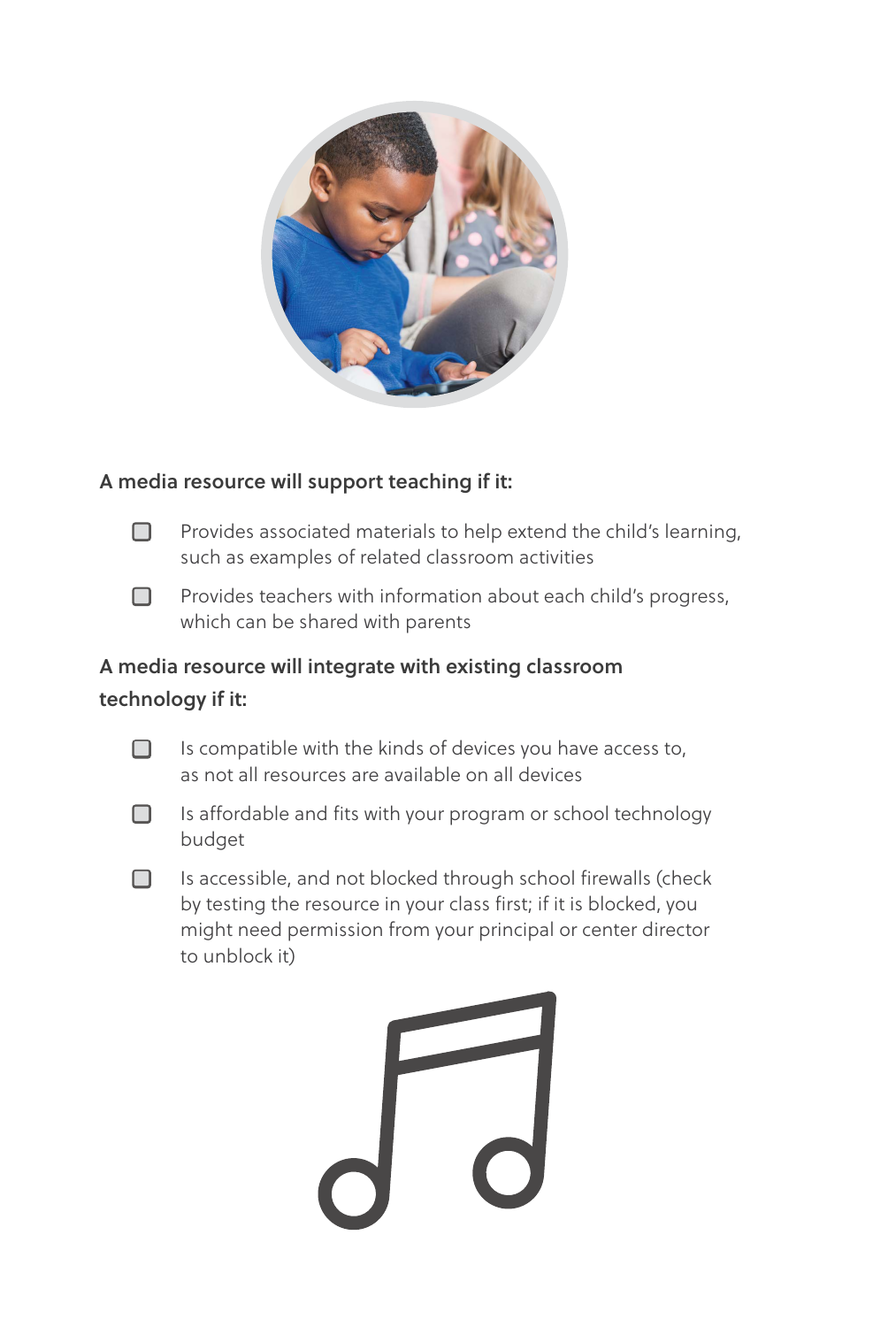**A media resource will support teaching if it:**

- [ ] Provides associated materials to help extend the child's learning, such as examples of related classroom activities
- [ ] Provides teachers with information about each child's progress, which can be shared with parents

**A media resource will integrate with existing classroom technology if it:**

- [ ] Is compatible with the kinds of devices you have access to, as not all resources are available on all devices
- [ ] Is affordable and fits with your program or school technology budget
- [ ] Is accessible, and not blocked through school firewalls (check by testing the resource in your class first; if it is blocked, you might need permission from your principal or center director to unblock it)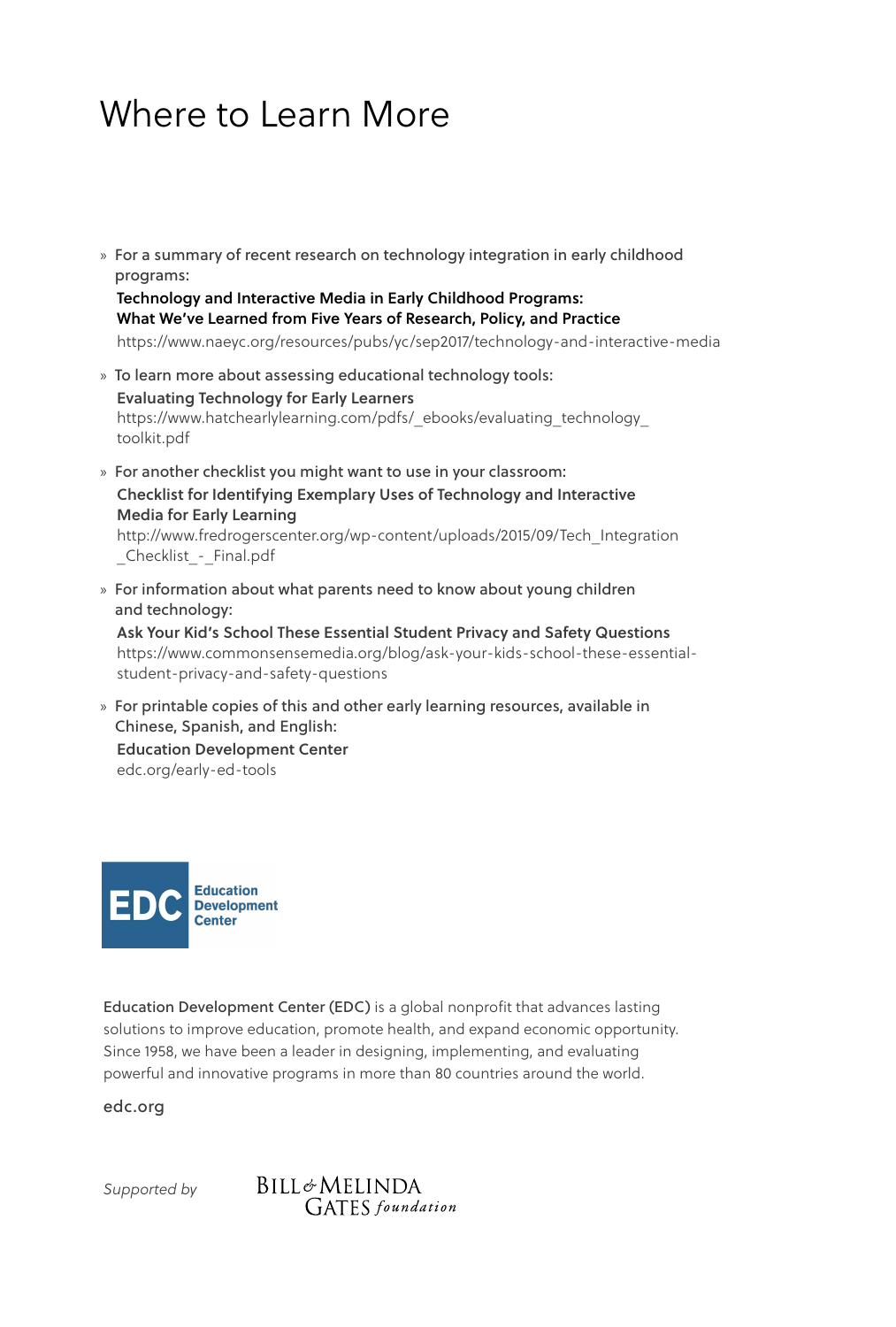# Where to Learn More

» For a summary of recent research on technology integration in early childhood programs:
**Technology and Interactive Media in Early Childhood Programs: What We've Learned from Five Years of Research, Policy, and Practice**
https://www.naeyc.org/resources/pubs/yc/sep2017/technology-and-interactive-media

» To learn more about assessing educational technology tools:
**Evaluating Technology for Early Learners**
https://www.hatchearlylearning.com/pdfs/_ebooks/evaluating_technology_toolkit.pdf

» For another checklist you might want to use in your classroom:
**Checklist for Identifying Exemplary Uses of Technology and Interactive Media for Early Learning**
http://www.fredrogerscenter.org/wp-content/uploads/2015/09/Tech_Integration_Checklist_-_Final.pdf

» For information about what parents need to know about young children and technology:
**Ask Your Kid's School These Essential Student Privacy and Safety Questions**
https://www.commonsensemedia.org/blog/ask-your-kids-school-these-essential-student-privacy-and-safety-questions

» For printable copies of this and other early learning resources, available in Chinese, Spanish, and English:
**Education Development Center**
edc.org/early-ed-tools

EDC Education Development Center

**Education Development Center (EDC)** is a global nonprofit that advances lasting solutions to improve education, promote health, and expand economic opportunity. Since 1958, we have been a leader in designing, implementing, and evaluating powerful and innovative programs in more than 80 countries around the world.

edc.org

*Supported by* BILL & MELINDA GATES *foundation*